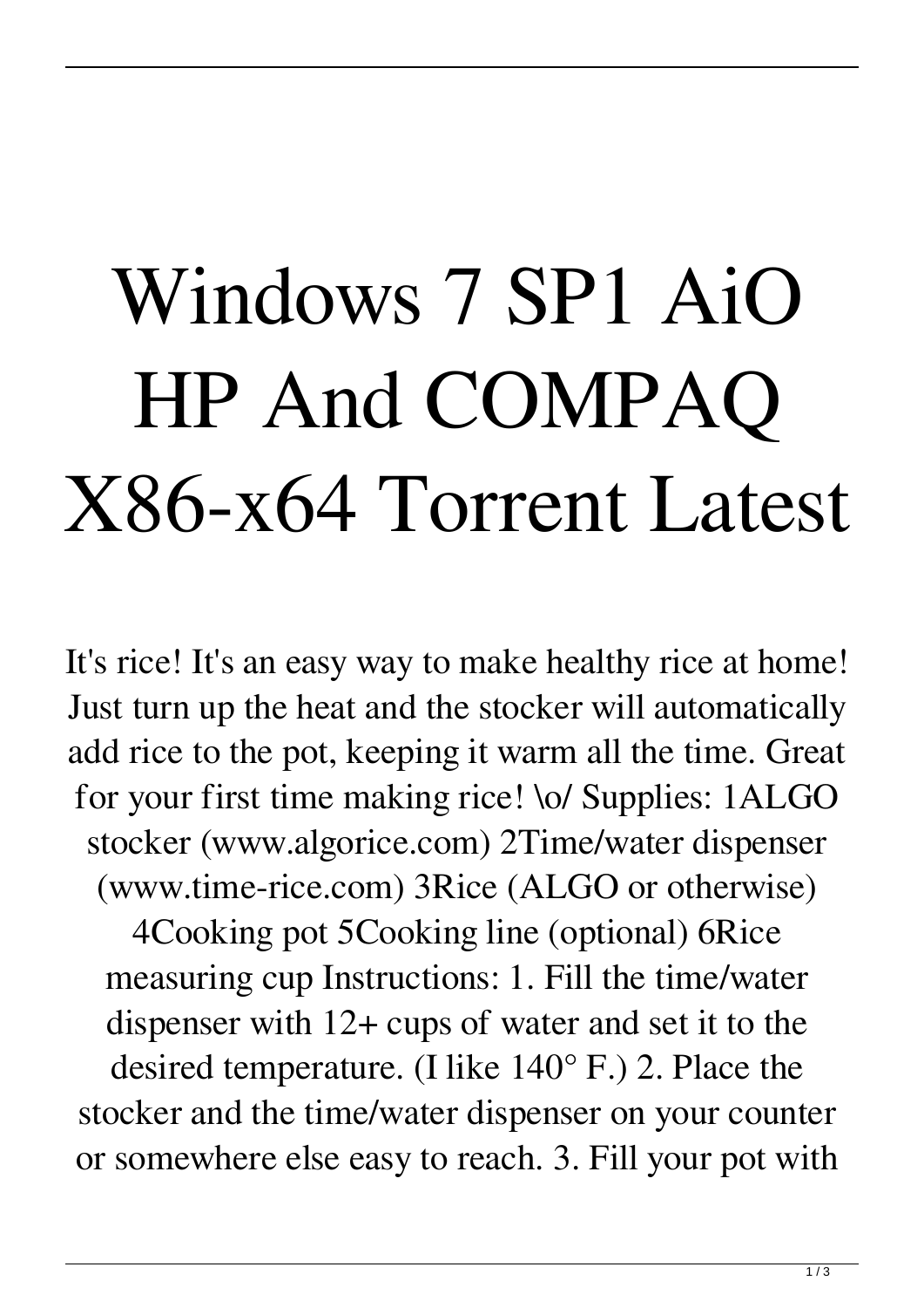# Windows 7 SP1 AiO HP And COMPAQ X86-x64 Torrent Latest

It's rice! It's an easy way to make healthy rice at home! Just turn up the heat and the stocker will automatically add rice to the pot, keeping it warm all the time. Great for your first time making rice! \o/ Supplies: 1ALGO stocker (www.algorice.com) 2Time/water dispenser (www.time-rice.com) 3Rice (ALGO or otherwise) 4Cooking pot 5Cooking line (optional) 6Rice measuring cup Instructions: 1. Fill the time/water dispenser with 12+ cups of water and set it to the desired temperature. (I like 140° F.) 2. Place the stocker and the time/water dispenser on your counter or somewhere else easy to reach. 3. Fill your pot with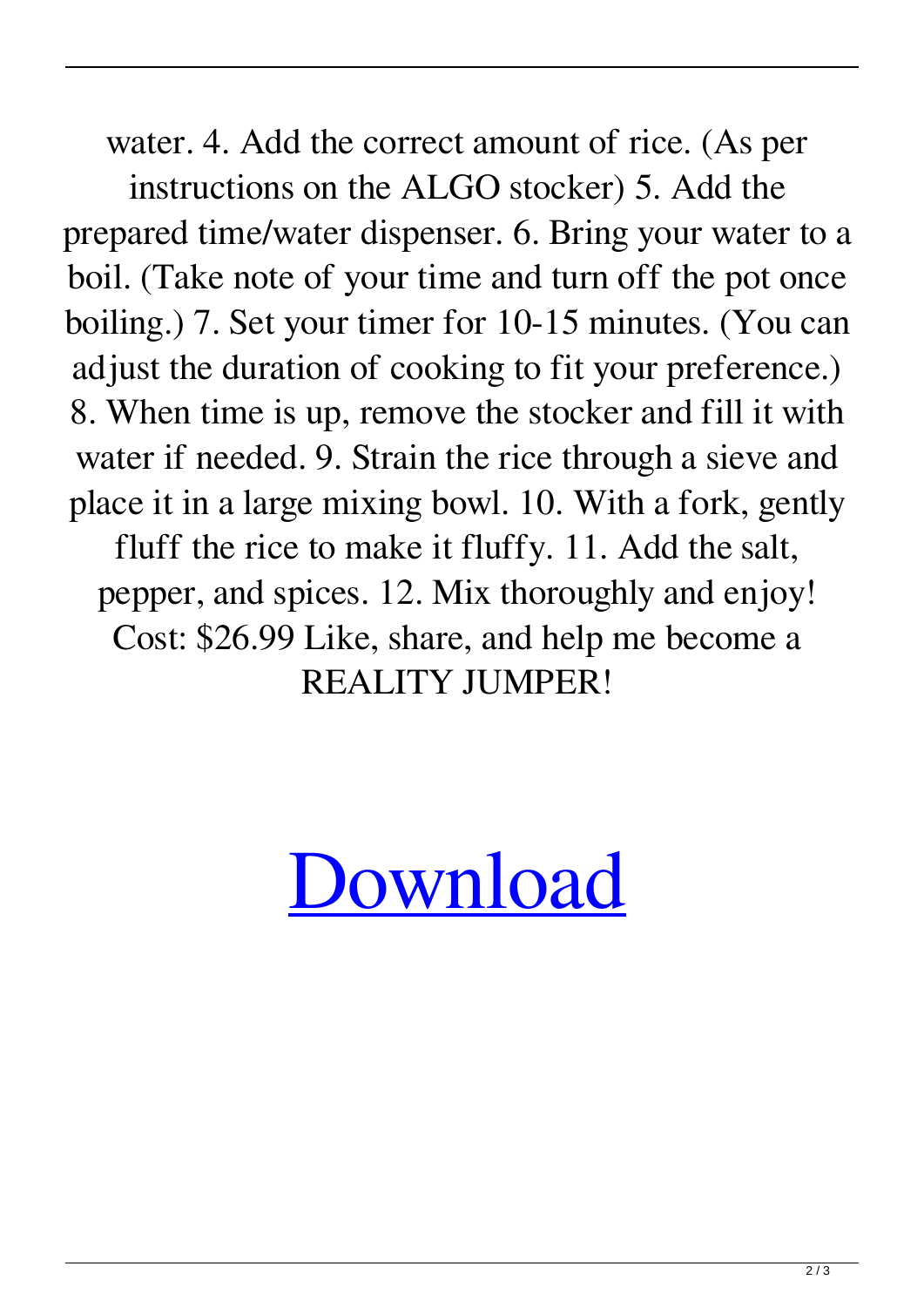water. 4. Add the correct amount of rice. (As per instructions on the ALGO stocker) 5. Add the prepared time/water dispenser. 6. Bring your water to a boil. (Take note of your time and turn off the pot once boiling.) 7. Set your timer for 10-15 minutes. (You can adjust the duration of cooking to fit your preference.) 8. When time is up, remove the stocker and fill it with water if needed. 9. Strain the rice through a sieve and place it in a large mixing bowl. 10. With a fork, gently fluff the rice to make it fluffy. 11. Add the salt, pepper, and spices. 12. Mix thoroughly and enjoy! Cost: $26.99 Like, share, and help me become a REALITY JUMPER!

Download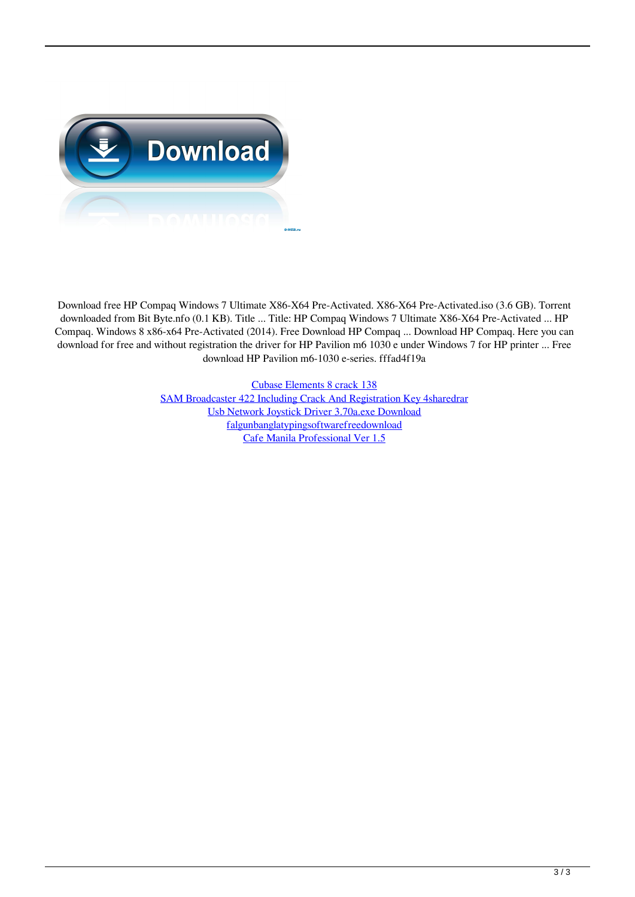Download free HP Compaq Windows 7 Ultimate X86-X64 Pre-Activated. X86-X64 Pre-Activated.iso (3.6 GB). Torrent downloaded from Bit Byte.nfo (0.1 KB). Title ... Title: HP Compaq Windows 7 Ultimate X86-X64 Pre-Activated ... HP Compaq. Windows 8 x86-x64 Pre-Activated (2014). Free Download HP Compaq ... Download HP Compaq. Here you can download for free and without registration the driver for HP Pavilion m6 1030 e under Windows 7 for HP printer ... Free download HP Pavilion m6-1030 e-series. fffad4f19a

Cubase Elements 8 crack 138
SAM Broadcaster 422 Including Crack And Registration Key 4sharedrar
Usb Network Joystick Driver 3.70a.exe Download
falgunbanglatypingsoftwarefreedownload
Cafe Manila Professional Ver 1.5